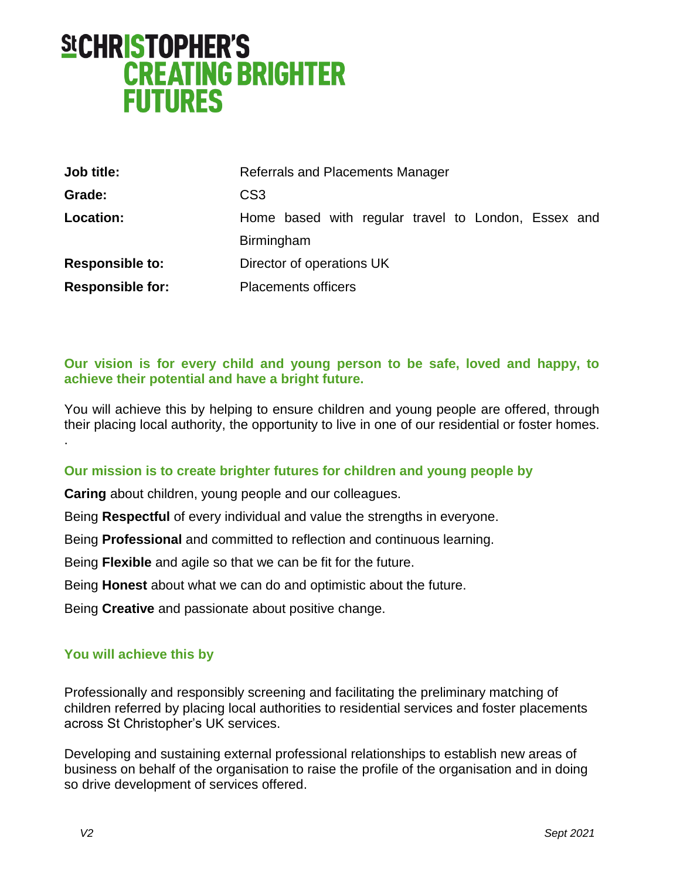# St CHRISTOPHER'S CREATING BRIGHTER FUTURES

| | |
|---|---|
| **Job title:** | Referrals and Placements Manager |
| **Grade:** | CS3 |
| **Location:** | Home based with regular travel to London, Essex and Birmingham |
| **Responsible to:** | Director of operations UK |
| **Responsible for:** | Placements officers |

**Our vision is for every child and young person to be safe, loved and happy, to achieve their potential and have a bright future.**

You will achieve this by helping to ensure children and young people are offered, through their placing local authority, the opportunity to live in one of our residential or foster homes.

.

### Our mission is to create brighter futures for children and young people by

**Caring** about children, young people and our colleagues.

Being **Respectful** of every individual and value the strengths in everyone.

Being **Professional** and committed to reflection and continuous learning.

Being **Flexible** and agile so that we can be fit for the future.

Being **Honest** about what we can do and optimistic about the future.

Being **Creative** and passionate about positive change.

### You will achieve this by

Professionally and responsibly screening and facilitating the preliminary matching of children referred by placing local authorities to residential services and foster placements across St Christopher's UK services.

Developing and sustaining external professional relationships to establish new areas of business on behalf of the organisation to raise the profile of the organisation and in doing so drive development of services offered.

*V2* *Sept 2021*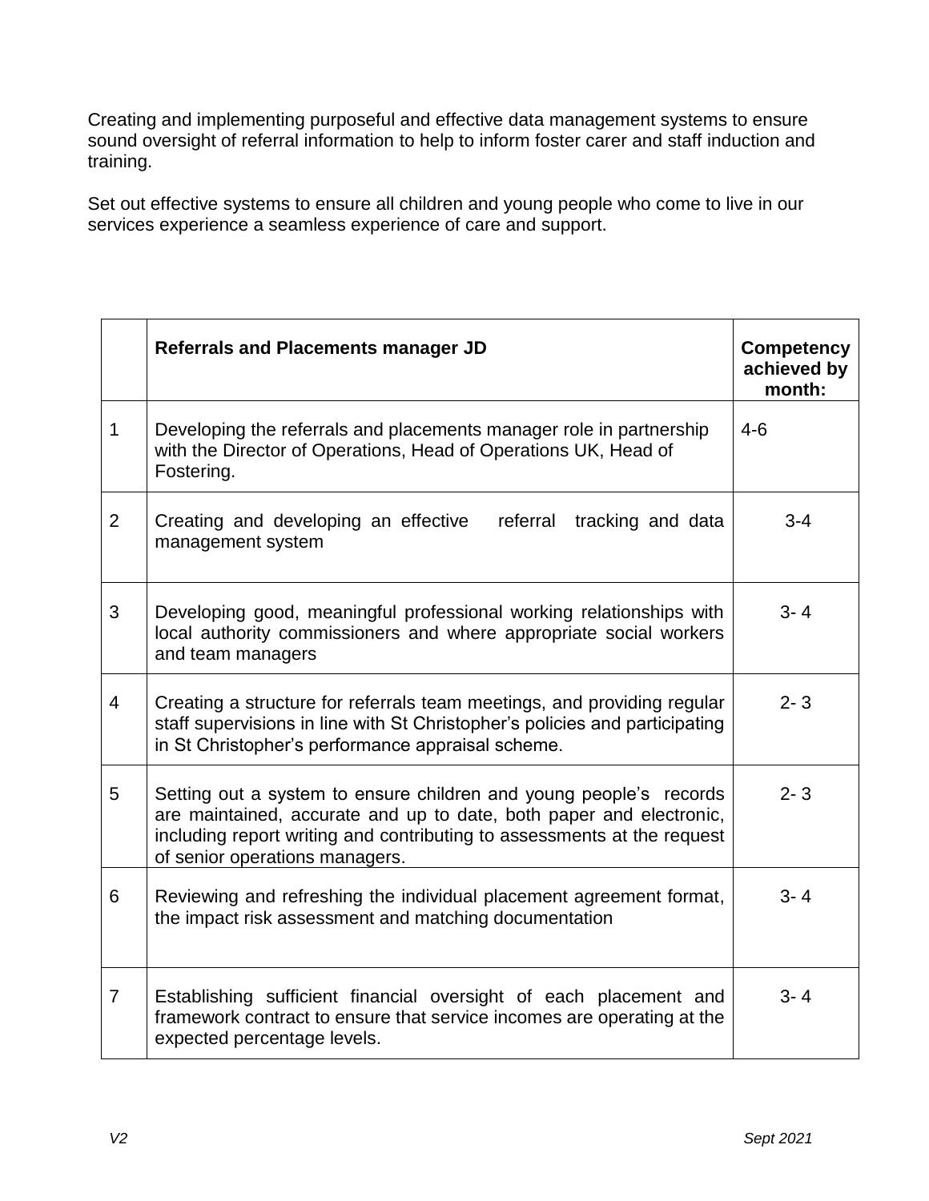Creating and implementing purposeful and effective data management systems to ensure sound oversight of referral information to help to inform foster carer and staff induction and training.

Set out effective systems to ensure all children and young people who come to live in our services experience a seamless experience of care and support.

| | **Referrals and Placements manager JD** | **Competency achieved by month:** |
|---|---|---|
| 1 | Developing the referrals and placements manager role in partnership with the Director of Operations, Head of Operations UK, Head of Fostering. | 4-6 |
| 2 | Creating and developing an effective referral tracking and data management system | 3-4 |
| 3 | Developing good, meaningful professional working relationships with local authority commissioners and where appropriate social workers and team managers | 3- 4 |
| 4 | Creating a structure for referrals team meetings, and providing regular staff supervisions in line with St Christopher's policies and participating in St Christopher's performance appraisal scheme. | 2- 3 |
| 5 | Setting out a system to ensure children and young people's records are maintained, accurate and up to date, both paper and electronic, including report writing and contributing to assessments at the request of senior operations managers. | 2- 3 |
| 6 | Reviewing and refreshing the individual placement agreement format, the impact risk assessment and matching documentation | 3- 4 |
| 7 | Establishing sufficient financial oversight of each placement and framework contract to ensure that service incomes are operating at the expected percentage levels. | 3- 4 |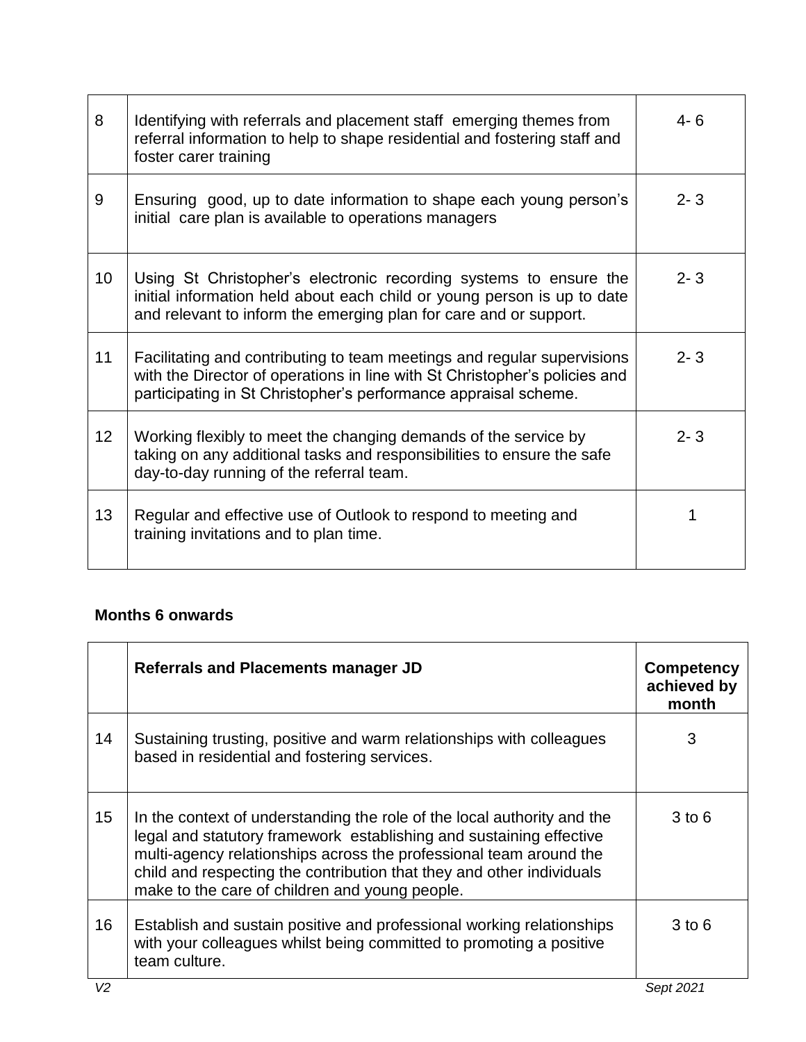| | | |
|---|---|---|
| 8 | Identifying with referrals and placement staff emerging themes from referral information to help to shape residential and fostering staff and foster carer training | 4- 6 |
| 9 | Ensuring good, up to date information to shape each young person's initial care plan is available to operations managers | 2- 3 |
| 10 | Using St Christopher's electronic recording systems to ensure the initial information held about each child or young person is up to date and relevant to inform the emerging plan for care and or support. | 2- 3 |
| 11 | Facilitating and contributing to team meetings and regular supervisions with the Director of operations in line with St Christopher's policies and participating in St Christopher's performance appraisal scheme. | 2- 3 |
| 12 | Working flexibly to meet the changing demands of the service by taking on any additional tasks and responsibilities to ensure the safe day-to-day running of the referral team. | 2- 3 |
| 13 | Regular and effective use of Outlook to respond to meeting and training invitations and to plan time. | 1 |

**Months 6 onwards**

| | **Referrals and Placements manager JD** | **Competency achieved by month** |
|---|---|---|
| 14 | Sustaining trusting, positive and warm relationships with colleagues based in residential and fostering services. | 3 |
| 15 | In the context of understanding the role of the local authority and the legal and statutory framework establishing and sustaining effective multi-agency relationships across the professional team around the child and respecting the contribution that they and other individuals make to the care of children and young people. | 3 to 6 |
| 16 | Establish and sustain positive and professional working relationships with your colleagues whilst being committed to promoting a positive team culture. | 3 to 6 |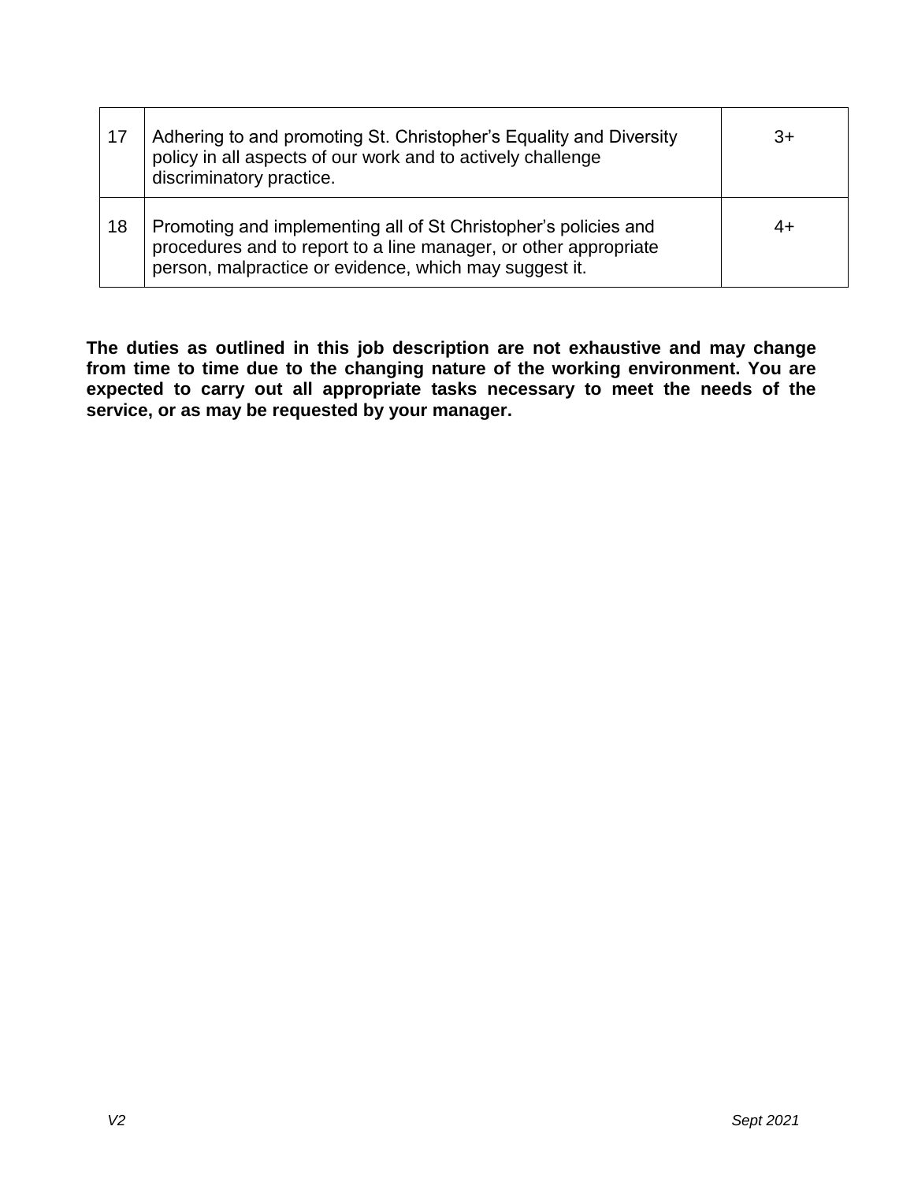| 17 | Adhering to and promoting St. Christopher's Equality and Diversity policy in all aspects of our work and to actively challenge discriminatory practice. | 3+ |
|---|---|---|
| 18 | Promoting and implementing all of St Christopher's policies and procedures and to report to a line manager, or other appropriate person, malpractice or evidence, which may suggest it. | 4+ |

**The duties as outlined in this job description are not exhaustive and may change from time to time due to the changing nature of the working environment. You are expected to carry out all appropriate tasks necessary to meet the needs of the service, or as may be requested by your manager.**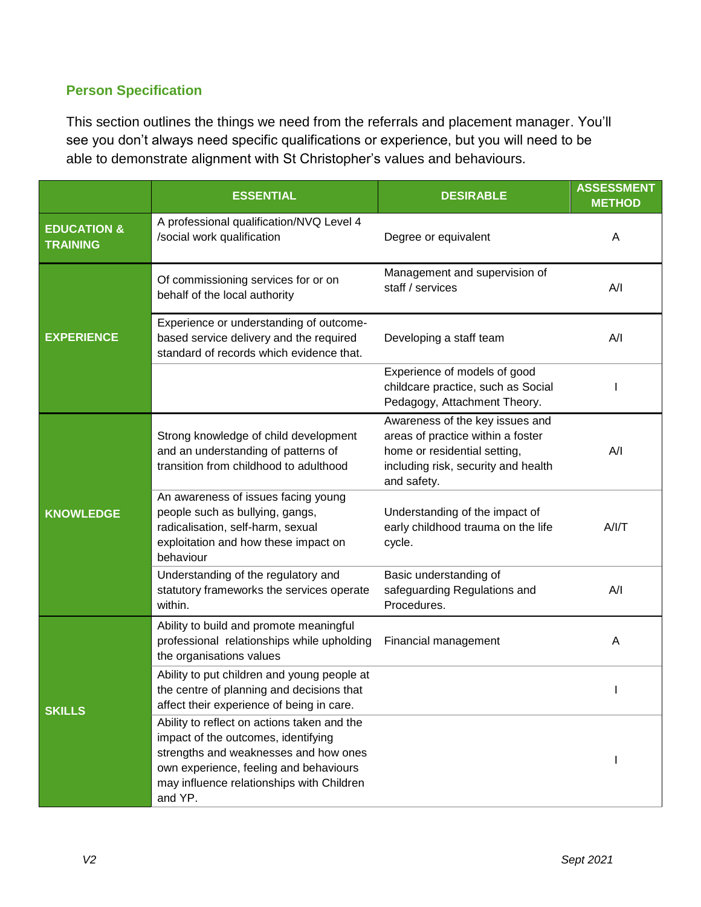## Person Specification

This section outlines the things we need from the referrals and placement manager. You'll see you don't always need specific qualifications or experience, but you will need to be able to demonstrate alignment with St Christopher's values and behaviours.

| | ESSENTIAL | DESIRABLE | ASSESSMENT METHOD |
|---|---|---|---|
| **EDUCATION & TRAINING** | A professional qualification/NVQ Level 4 /social work qualification | Degree or equivalent | A |
| **EXPERIENCE** | Of commissioning services for or on behalf of the local authority | Management and supervision of staff / services | A/I |
| | Experience or understanding of outcome-based service delivery and the required standard of records which evidence that. | Developing a staff team | A/I |
| | | Experience of models of good childcare practice, such as Social Pedagogy, Attachment Theory. | I |
| **KNOWLEDGE** | Strong knowledge of child development and an understanding of patterns of transition from childhood to adulthood | Awareness of the key issues and areas of practice within a foster home or residential setting, including risk, security and health and safety. | A/I |
| | An awareness of issues facing young people such as bullying, gangs, radicalisation, self-harm, sexual exploitation and how these impact on behaviour | Understanding of the impact of early childhood trauma on the life cycle. | A/I/T |
| | Understanding of the regulatory and statutory frameworks the services operate within. | Basic understanding of safeguarding Regulations and Procedures. | A/I |
| **SKILLS** | Ability to build and promote meaningful professional relationships while upholding the organisations values | Financial management | A |
| | Ability to put children and young people at the centre of planning and decisions that affect their experience of being in care. | | I |
| | Ability to reflect on actions taken and the impact of the outcomes, identifying strengths and weaknesses and how ones own experience, feeling and behaviours may influence relationships with Children and YP. | | I |

*V2* *Sept 2021*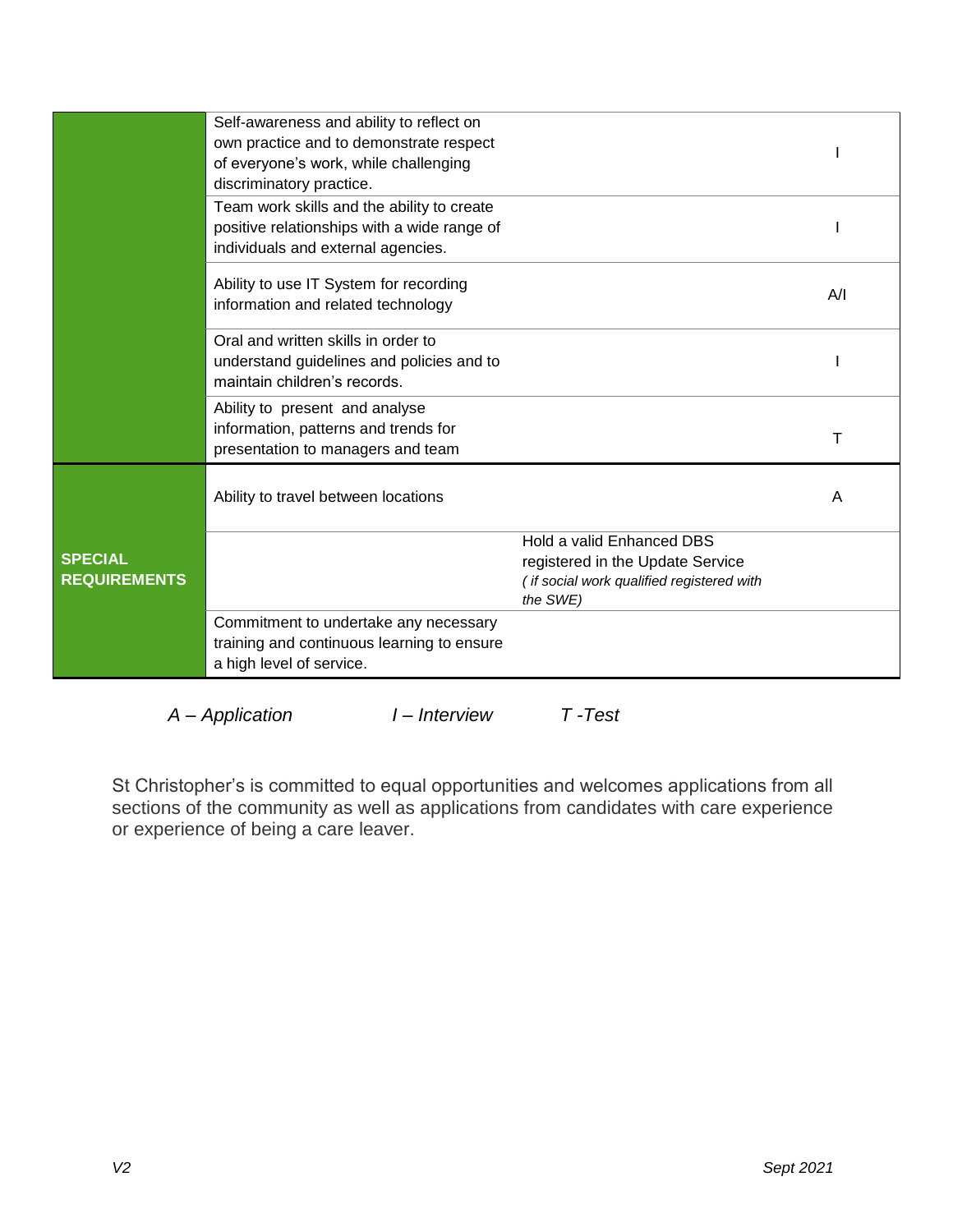| | | | |
|---|---|---|---|
| | Self-awareness and ability to reflect on own practice and to demonstrate respect of everyone's work, while challenging discriminatory practice. | | I |
| | Team work skills and the ability to create positive relationships with a wide range of individuals and external agencies. | | I |
| | Ability to use IT System for recording information and related technology | | A/I |
| | Oral and written skills in order to understand guidelines and policies and to maintain children's records. | | I |
| | Ability to present and analyse information, patterns and trends for presentation to managers and team | | T |
| **SPECIAL REQUIREMENTS** | Ability to travel between locations | | A |
| | | Hold a valid Enhanced DBS registered in the Update Service *( if social work qualified registered with the SWE)* | |
| | Commitment to undertake any necessary training and continuous learning to ensure a high level of service. | | |

*A – Application* *I – Interview* *T -Test*

St Christopher's is committed to equal opportunities and welcomes applications from all sections of the community as well as applications from candidates with care experience or experience of being a care leaver.

*V2* *Sept 2021*